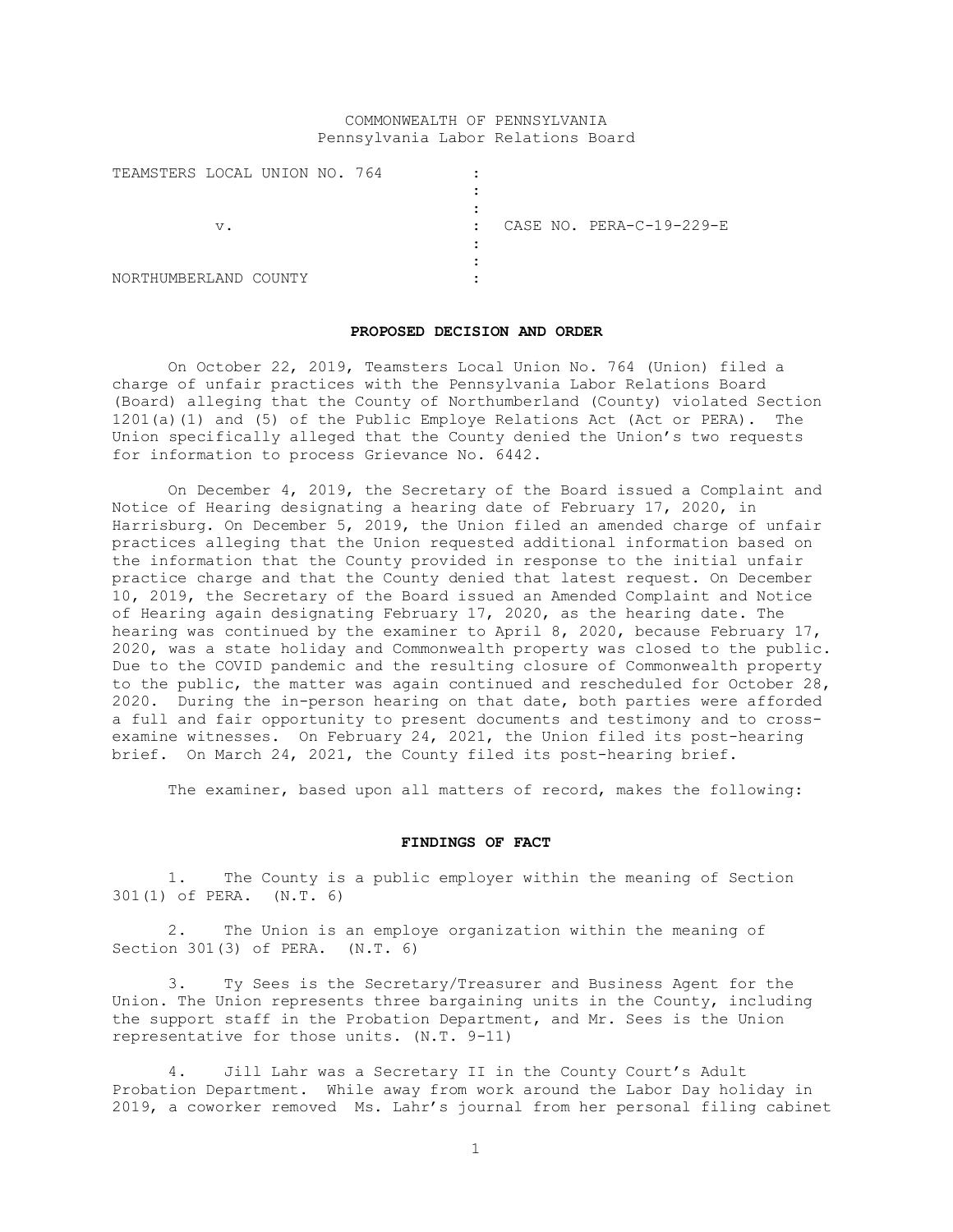COMMONWEALTH OF PENNSYLVANIA
Pennsylvania Labor Relations Board

| | | |
|---|---|---|
| TEAMSTERS LOCAL UNION NO. 764 | : | |
| v. | : | CASE NO. PERA-C-19-229-E |
| NORTHUMBERLAND COUNTY | : | |

## PROPOSED DECISION AND ORDER

On October 22, 2019, Teamsters Local Union No. 764 (Union) filed a charge of unfair practices with the Pennsylvania Labor Relations Board (Board) alleging that the County of Northumberland (County) violated Section 1201(a)(1) and (5) of the Public Employe Relations Act (Act or PERA). The Union specifically alleged that the County denied the Union's two requests for information to process Grievance No. 6442.

On December 4, 2019, the Secretary of the Board issued a Complaint and Notice of Hearing designating a hearing date of February 17, 2020, in Harrisburg. On December 5, 2019, the Union filed an amended charge of unfair practices alleging that the Union requested additional information based on the information that the County provided in response to the initial unfair practice charge and that the County denied that latest request. On December 10, 2019, the Secretary of the Board issued an Amended Complaint and Notice of Hearing again designating February 17, 2020, as the hearing date. The hearing was continued by the examiner to April 8, 2020, because February 17, 2020, was a state holiday and Commonwealth property was closed to the public. Due to the COVID pandemic and the resulting closure of Commonwealth property to the public, the matter was again continued and rescheduled for October 28, 2020. During the in-person hearing on that date, both parties were afforded a full and fair opportunity to present documents and testimony and to cross-examine witnesses. On February 24, 2021, the Union filed its post-hearing brief. On March 24, 2021, the County filed its post-hearing brief.

The examiner, based upon all matters of record, makes the following:

## FINDINGS OF FACT

1. The County is a public employer within the meaning of Section 301(1) of PERA. (N.T. 6)

2. The Union is an employe organization within the meaning of Section 301(3) of PERA. (N.T. 6)

3. Ty Sees is the Secretary/Treasurer and Business Agent for the Union. The Union represents three bargaining units in the County, including the support staff in the Probation Department, and Mr. Sees is the Union representative for those units. (N.T. 9-11)

4. Jill Lahr was a Secretary II in the County Court's Adult Probation Department. While away from work around the Labor Day holiday in 2019, a coworker removed Ms. Lahr's journal from her personal filing cabinet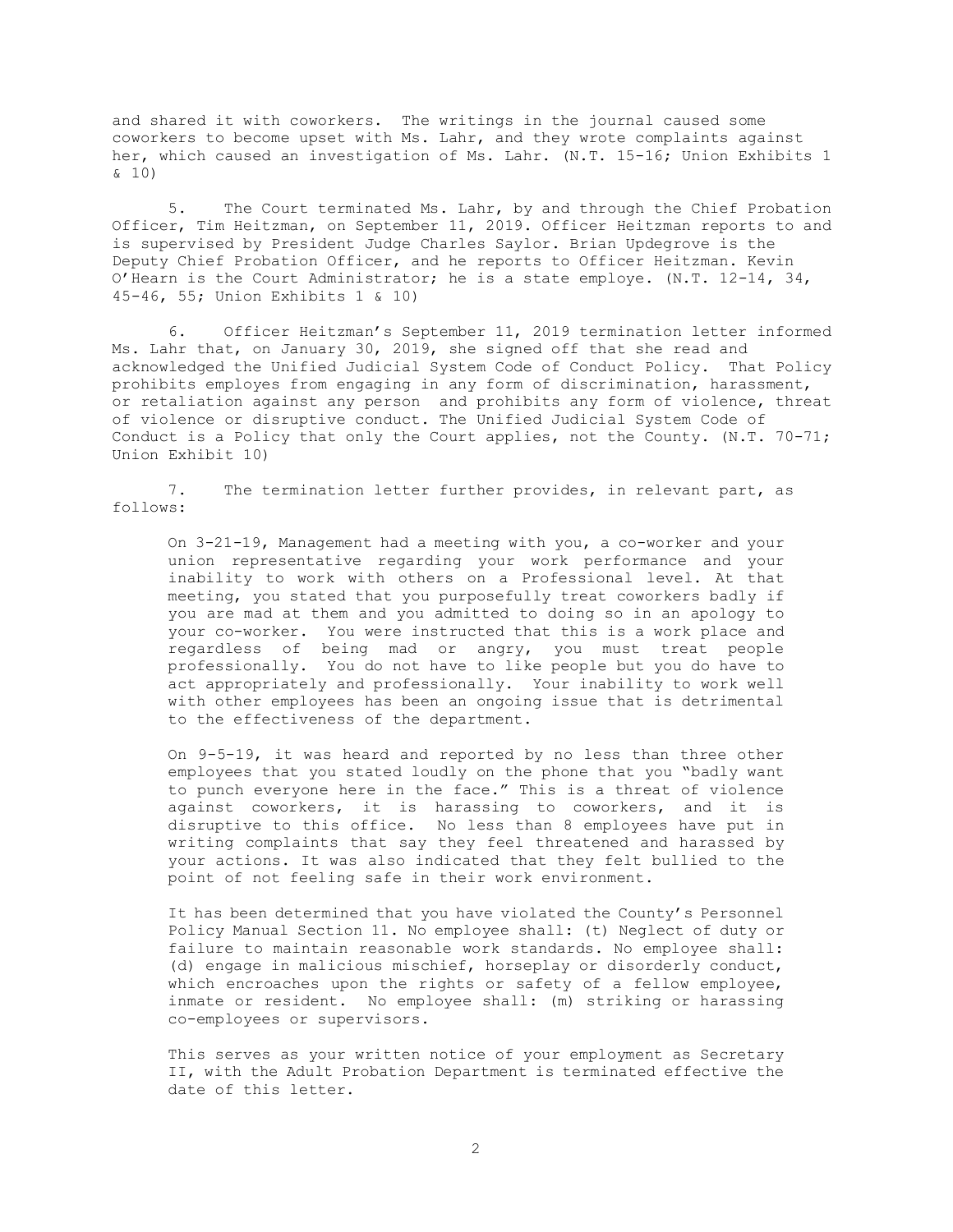and shared it with coworkers. The writings in the journal caused some coworkers to become upset with Ms. Lahr, and they wrote complaints against her, which caused an investigation of Ms. Lahr. (N.T. 15-16; Union Exhibits 1 & 10)

5. The Court terminated Ms. Lahr, by and through the Chief Probation Officer, Tim Heitzman, on September 11, 2019. Officer Heitzman reports to and is supervised by President Judge Charles Saylor. Brian Updegrove is the Deputy Chief Probation Officer, and he reports to Officer Heitzman. Kevin O'Hearn is the Court Administrator; he is a state employe. (N.T. 12-14, 34, 45-46, 55; Union Exhibits 1 & 10)

6. Officer Heitzman's September 11, 2019 termination letter informed Ms. Lahr that, on January 30, 2019, she signed off that she read and acknowledged the Unified Judicial System Code of Conduct Policy. That Policy prohibits employes from engaging in any form of discrimination, harassment, or retaliation against any person and prohibits any form of violence, threat of violence or disruptive conduct. The Unified Judicial System Code of Conduct is a Policy that only the Court applies, not the County. (N.T. 70-71; Union Exhibit 10)

7. The termination letter further provides, in relevant part, as follows:

> On 3-21-19, Management had a meeting with you, a co-worker and your union representative regarding your work performance and your inability to work with others on a Professional level. At that meeting, you stated that you purposefully treat coworkers badly if you are mad at them and you admitted to doing so in an apology to your co-worker. You were instructed that this is a work place and regardless of being mad or angry, you must treat people professionally. You do not have to like people but you do have to act appropriately and professionally. Your inability to work well with other employees has been an ongoing issue that is detrimental to the effectiveness of the department.
>
> On 9-5-19, it was heard and reported by no less than three other employees that you stated loudly on the phone that you "badly want to punch everyone here in the face." This is a threat of violence against coworkers, it is harassing to coworkers, and it is disruptive to this office. No less than 8 employees have put in writing complaints that say they feel threatened and harassed by your actions. It was also indicated that they felt bullied to the point of not feeling safe in their work environment.
>
> It has been determined that you have violated the County's Personnel Policy Manual Section 11. No employee shall: (t) Neglect of duty or failure to maintain reasonable work standards. No employee shall: (d) engage in malicious mischief, horseplay or disorderly conduct, which encroaches upon the rights or safety of a fellow employee, inmate or resident. No employee shall: (m) striking or harassing co-employees or supervisors.
>
> This serves as your written notice of your employment as Secretary II, with the Adult Probation Department is terminated effective the date of this letter.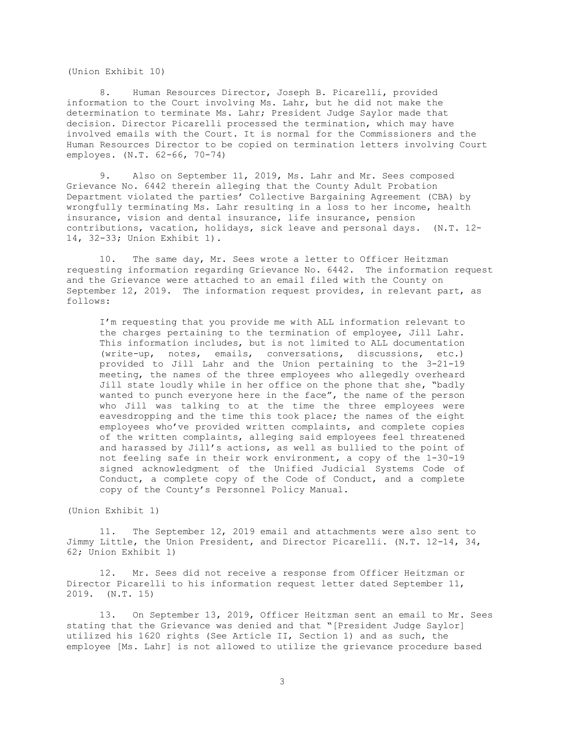(Union Exhibit 10)

8. Human Resources Director, Joseph B. Picarelli, provided information to the Court involving Ms. Lahr, but he did not make the determination to terminate Ms. Lahr; President Judge Saylor made that decision. Director Picarelli processed the termination, which may have involved emails with the Court. It is normal for the Commissioners and the Human Resources Director to be copied on termination letters involving Court employes. (N.T. 62-66, 70-74)

9. Also on September 11, 2019, Ms. Lahr and Mr. Sees composed Grievance No. 6442 therein alleging that the County Adult Probation Department violated the parties' Collective Bargaining Agreement (CBA) by wrongfully terminating Ms. Lahr resulting in a loss to her income, health insurance, vision and dental insurance, life insurance, pension contributions, vacation, holidays, sick leave and personal days. (N.T. 12-14, 32-33; Union Exhibit 1).

10. The same day, Mr. Sees wrote a letter to Officer Heitzman requesting information regarding Grievance No. 6442. The information request and the Grievance were attached to an email filed with the County on September 12, 2019. The information request provides, in relevant part, as follows:

> I'm requesting that you provide me with ALL information relevant to the charges pertaining to the termination of employee, Jill Lahr. This information includes, but is not limited to ALL documentation (write-up, notes, emails, conversations, discussions, etc.) provided to Jill Lahr and the Union pertaining to the 3-21-19 meeting, the names of the three employees who allegedly overheard Jill state loudly while in her office on the phone that she, "badly wanted to punch everyone here in the face", the name of the person who Jill was talking to at the time the three employees were eavesdropping and the time this took place; the names of the eight employees who've provided written complaints, and complete copies of the written complaints, alleging said employees feel threatened and harassed by Jill's actions, as well as bullied to the point of not feeling safe in their work environment, a copy of the 1-30-19 signed acknowledgment of the Unified Judicial Systems Code of Conduct, a complete copy of the Code of Conduct, and a complete copy of the County's Personnel Policy Manual.

(Union Exhibit 1)

11. The September 12, 2019 email and attachments were also sent to Jimmy Little, the Union President, and Director Picarelli. (N.T. 12-14, 34, 62; Union Exhibit 1)

12. Mr. Sees did not receive a response from Officer Heitzman or Director Picarelli to his information request letter dated September 11, 2019. (N.T. 15)

13. On September 13, 2019, Officer Heitzman sent an email to Mr. Sees stating that the Grievance was denied and that "[President Judge Saylor] utilized his 1620 rights (See Article II, Section 1) and as such, the employee [Ms. Lahr] is not allowed to utilize the grievance procedure based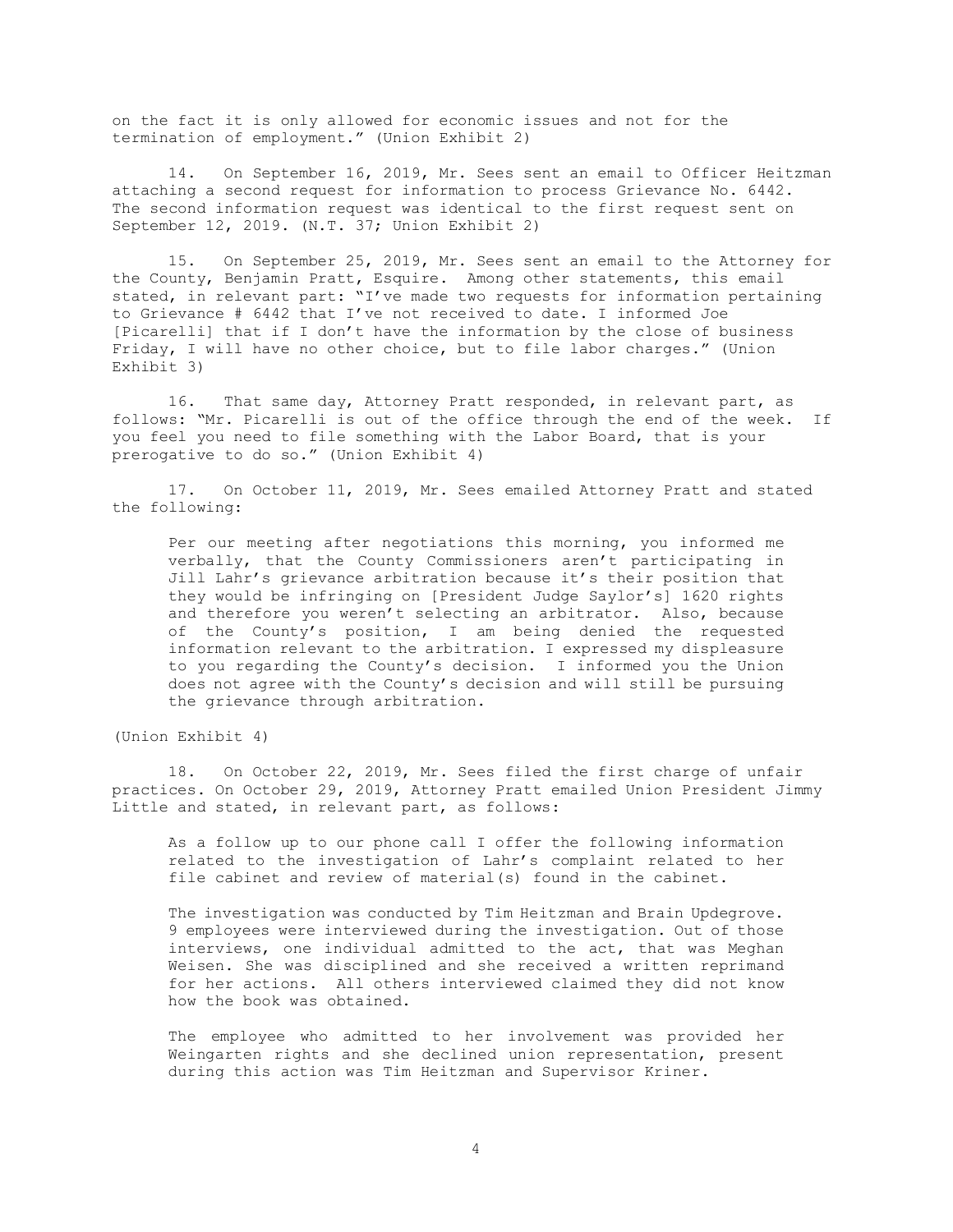on the fact it is only allowed for economic issues and not for the termination of employment." (Union Exhibit 2)

14. On September 16, 2019, Mr. Sees sent an email to Officer Heitzman attaching a second request for information to process Grievance No. 6442. The second information request was identical to the first request sent on September 12, 2019. (N.T. 37; Union Exhibit 2)

15. On September 25, 2019, Mr. Sees sent an email to the Attorney for the County, Benjamin Pratt, Esquire. Among other statements, this email stated, in relevant part: "I've made two requests for information pertaining to Grievance # 6442 that I've not received to date. I informed Joe [Picarelli] that if I don't have the information by the close of business Friday, I will have no other choice, but to file labor charges." (Union Exhibit 3)

16. That same day, Attorney Pratt responded, in relevant part, as follows: "Mr. Picarelli is out of the office through the end of the week. If you feel you need to file something with the Labor Board, that is your prerogative to do so." (Union Exhibit 4)

17. On October 11, 2019, Mr. Sees emailed Attorney Pratt and stated the following:

> Per our meeting after negotiations this morning, you informed me verbally, that the County Commissioners aren't participating in Jill Lahr's grievance arbitration because it's their position that they would be infringing on [President Judge Saylor's] 1620 rights and therefore you weren't selecting an arbitrator. Also, because of the County's position, I am being denied the requested information relevant to the arbitration. I expressed my displeasure to you regarding the County's decision. I informed you the Union does not agree with the County's decision and will still be pursuing the grievance through arbitration.

(Union Exhibit 4)

18. On October 22, 2019, Mr. Sees filed the first charge of unfair practices. On October 29, 2019, Attorney Pratt emailed Union President Jimmy Little and stated, in relevant part, as follows:

> As a follow up to our phone call I offer the following information related to the investigation of Lahr's complaint related to her file cabinet and review of material(s) found in the cabinet.
>
> The investigation was conducted by Tim Heitzman and Brain Updegrove. 9 employees were interviewed during the investigation. Out of those interviews, one individual admitted to the act, that was Meghan Weisen. She was disciplined and she received a written reprimand for her actions. All others interviewed claimed they did not know how the book was obtained.
>
> The employee who admitted to her involvement was provided her Weingarten rights and she declined union representation, present during this action was Tim Heitzman and Supervisor Kriner.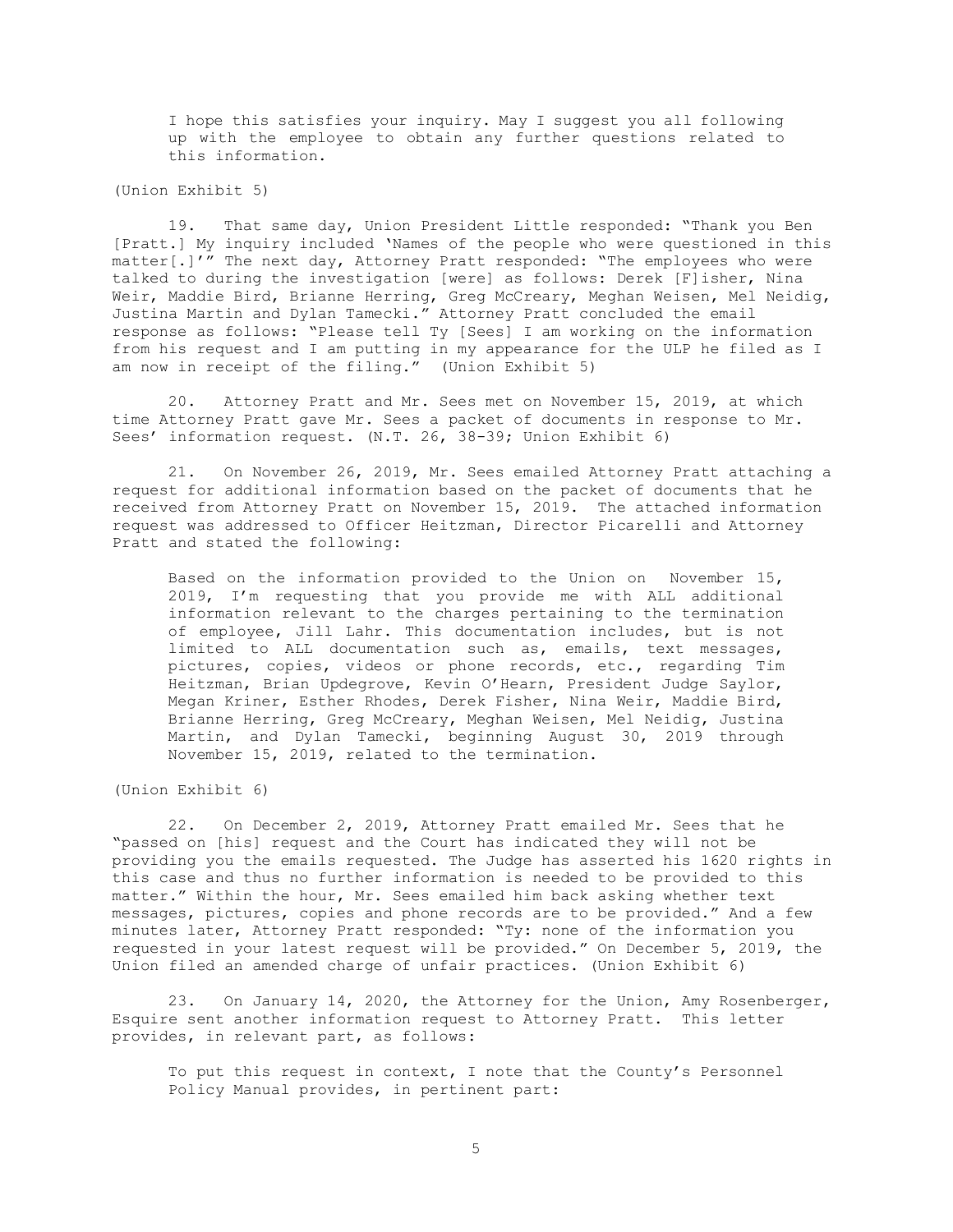> I hope this satisfies your inquiry. May I suggest you all following up with the employee to obtain any further questions related to this information.

(Union Exhibit 5)

19. That same day, Union President Little responded: "Thank you Ben [Pratt.] My inquiry included 'Names of the people who were questioned in this matter[.]'" The next day, Attorney Pratt responded: "The employees who were talked to during the investigation [were] as follows: Derek [F]isher, Nina Weir, Maddie Bird, Brianne Herring, Greg McCreary, Meghan Weisen, Mel Neidig, Justina Martin and Dylan Tamecki." Attorney Pratt concluded the email response as follows: "Please tell Ty [Sees] I am working on the information from his request and I am putting in my appearance for the ULP he filed as I am now in receipt of the filing." (Union Exhibit 5)

20. Attorney Pratt and Mr. Sees met on November 15, 2019, at which time Attorney Pratt gave Mr. Sees a packet of documents in response to Mr. Sees' information request. (N.T. 26, 38-39; Union Exhibit 6)

21. On November 26, 2019, Mr. Sees emailed Attorney Pratt attaching a request for additional information based on the packet of documents that he received from Attorney Pratt on November 15, 2019. The attached information request was addressed to Officer Heitzman, Director Picarelli and Attorney Pratt and stated the following:

> Based on the information provided to the Union on November 15, 2019, I'm requesting that you provide me with ALL additional information relevant to the charges pertaining to the termination of employee, Jill Lahr. This documentation includes, but is not limited to ALL documentation such as, emails, text messages, pictures, copies, videos or phone records, etc., regarding Tim Heitzman, Brian Updegrove, Kevin O'Hearn, President Judge Saylor, Megan Kriner, Esther Rhodes, Derek Fisher, Nina Weir, Maddie Bird, Brianne Herring, Greg McCreary, Meghan Weisen, Mel Neidig, Justina Martin, and Dylan Tamecki, beginning August 30, 2019 through November 15, 2019, related to the termination.

(Union Exhibit 6)

22. On December 2, 2019, Attorney Pratt emailed Mr. Sees that he "passed on [his] request and the Court has indicated they will not be providing you the emails requested. The Judge has asserted his 1620 rights in this case and thus no further information is needed to be provided to this matter." Within the hour, Mr. Sees emailed him back asking whether text messages, pictures, copies and phone records are to be provided." And a few minutes later, Attorney Pratt responded: "Ty: none of the information you requested in your latest request will be provided." On December 5, 2019, the Union filed an amended charge of unfair practices. (Union Exhibit 6)

23. On January 14, 2020, the Attorney for the Union, Amy Rosenberger, Esquire sent another information request to Attorney Pratt. This letter provides, in relevant part, as follows:

> To put this request in context, I note that the County's Personnel Policy Manual provides, in pertinent part: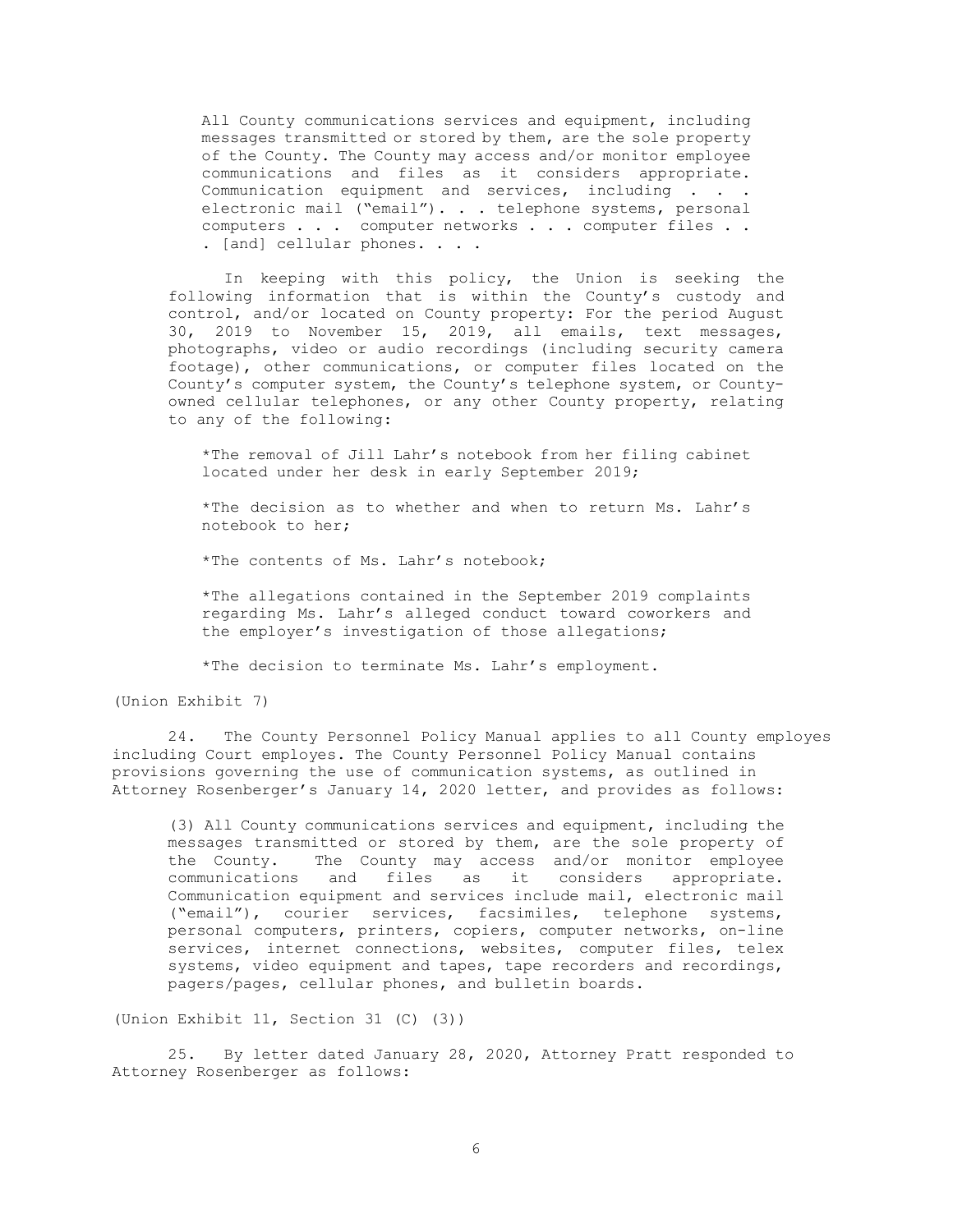> All County communications services and equipment, including messages transmitted or stored by them, are the sole property of the County. The County may access and/or monitor employee communications and files as it considers appropriate. Communication equipment and services, including . . . electronic mail ("email"). . . telephone systems, personal computers . . . computer networks . . . computer files . . . [and] cellular phones. . . .

In keeping with this policy, the Union is seeking the following information that is within the County's custody and control, and/or located on County property: For the period August 30, 2019 to November 15, 2019, all emails, text messages, photographs, video or audio recordings (including security camera footage), other communications, or computer files located on the County's computer system, the County's telephone system, or County-owned cellular telephones, or any other County property, relating to any of the following:

> *The removal of Jill Lahr's notebook from her filing cabinet located under her desk in early September 2019;
>
> *The decision as to whether and when to return Ms. Lahr's notebook to her;
>
> *The contents of Ms. Lahr's notebook;
>
> *The allegations contained in the September 2019 complaints regarding Ms. Lahr's alleged conduct toward coworkers and the employer's investigation of those allegations;
>
> *The decision to terminate Ms. Lahr's employment.

(Union Exhibit 7)

24. The County Personnel Policy Manual applies to all County employes including Court employes. The County Personnel Policy Manual contains provisions governing the use of communication systems, as outlined in Attorney Rosenberger's January 14, 2020 letter, and provides as follows:

> (3) All County communications services and equipment, including the messages transmitted or stored by them, are the sole property of the County. The County may access and/or monitor employee communications and files as it considers appropriate. Communication equipment and services include mail, electronic mail ("email"), courier services, facsimiles, telephone systems, personal computers, printers, copiers, computer networks, on-line services, internet connections, websites, computer files, telex systems, video equipment and tapes, tape recorders and recordings, pagers/pages, cellular phones, and bulletin boards.

(Union Exhibit 11, Section 31 (C) (3))

25. By letter dated January 28, 2020, Attorney Pratt responded to Attorney Rosenberger as follows: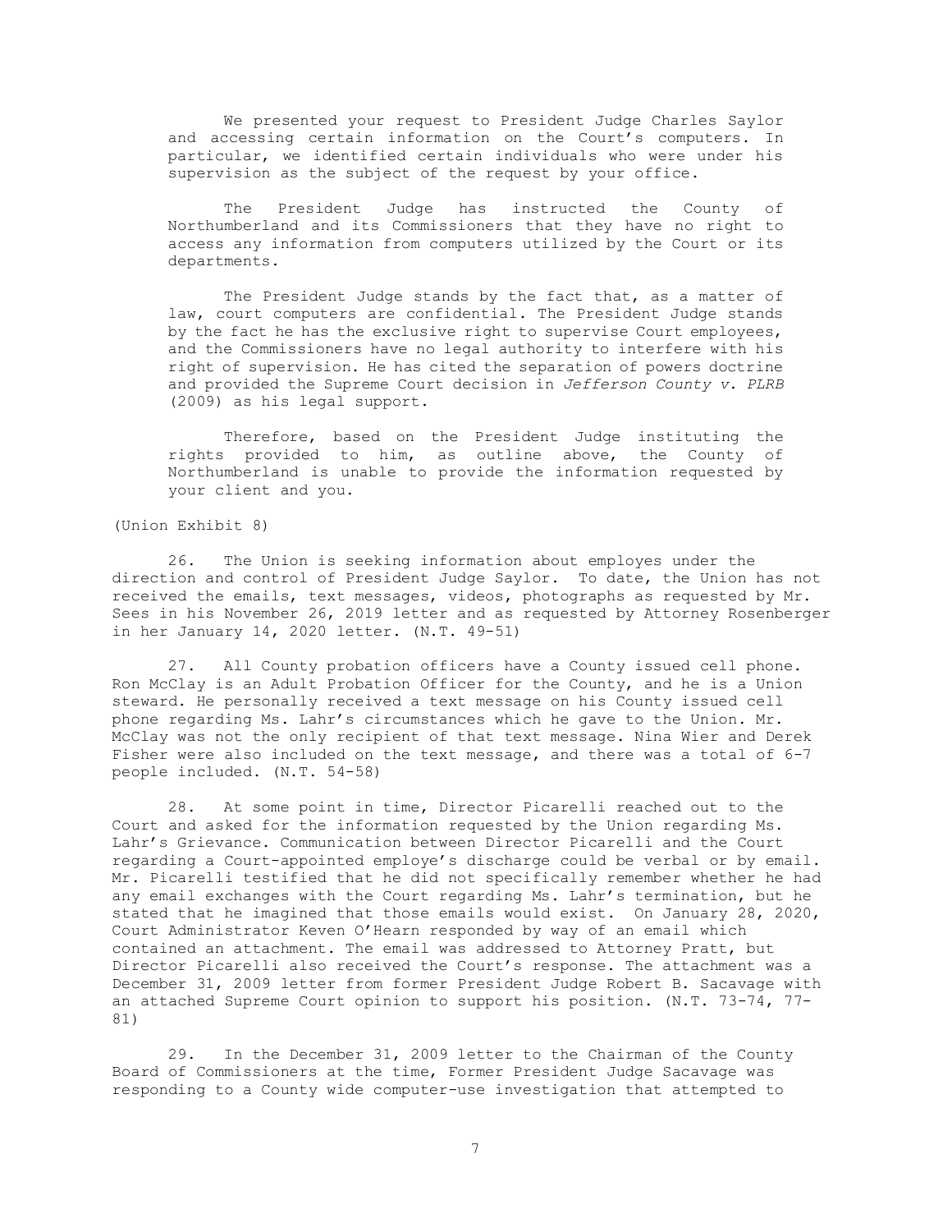> We presented your request to President Judge Charles Saylor and accessing certain information on the Court's computers. In particular, we identified certain individuals who were under his supervision as the subject of the request by your office.
>
> The President Judge has instructed the County of Northumberland and its Commissioners that they have no right to access any information from computers utilized by the Court or its departments.
>
> The President Judge stands by the fact that, as a matter of law, court computers are confidential. The President Judge stands by the fact he has the exclusive right to supervise Court employees, and the Commissioners have no legal authority to interfere with his right of supervision. He has cited the separation of powers doctrine and provided the Supreme Court decision in *Jefferson County v. PLRB* (2009) as his legal support.
>
> Therefore, based on the President Judge instituting the rights provided to him, as outline above, the County of Northumberland is unable to provide the information requested by your client and you.

(Union Exhibit 8)

26. The Union is seeking information about employes under the direction and control of President Judge Saylor. To date, the Union has not received the emails, text messages, videos, photographs as requested by Mr. Sees in his November 26, 2019 letter and as requested by Attorney Rosenberger in her January 14, 2020 letter. (N.T. 49-51)

27. All County probation officers have a County issued cell phone. Ron McClay is an Adult Probation Officer for the County, and he is a Union steward. He personally received a text message on his County issued cell phone regarding Ms. Lahr's circumstances which he gave to the Union. Mr. McClay was not the only recipient of that text message. Nina Wier and Derek Fisher were also included on the text message, and there was a total of 6-7 people included. (N.T. 54-58)

28. At some point in time, Director Picarelli reached out to the Court and asked for the information requested by the Union regarding Ms. Lahr's Grievance. Communication between Director Picarelli and the Court regarding a Court-appointed employe's discharge could be verbal or by email. Mr. Picarelli testified that he did not specifically remember whether he had any email exchanges with the Court regarding Ms. Lahr's termination, but he stated that he imagined that those emails would exist. On January 28, 2020, Court Administrator Keven O'Hearn responded by way of an email which contained an attachment. The email was addressed to Attorney Pratt, but Director Picarelli also received the Court's response. The attachment was a December 31, 2009 letter from former President Judge Robert B. Sacavage with an attached Supreme Court opinion to support his position. (N.T. 73-74, 77-81)

29. In the December 31, 2009 letter to the Chairman of the County Board of Commissioners at the time, Former President Judge Sacavage was responding to a County wide computer-use investigation that attempted to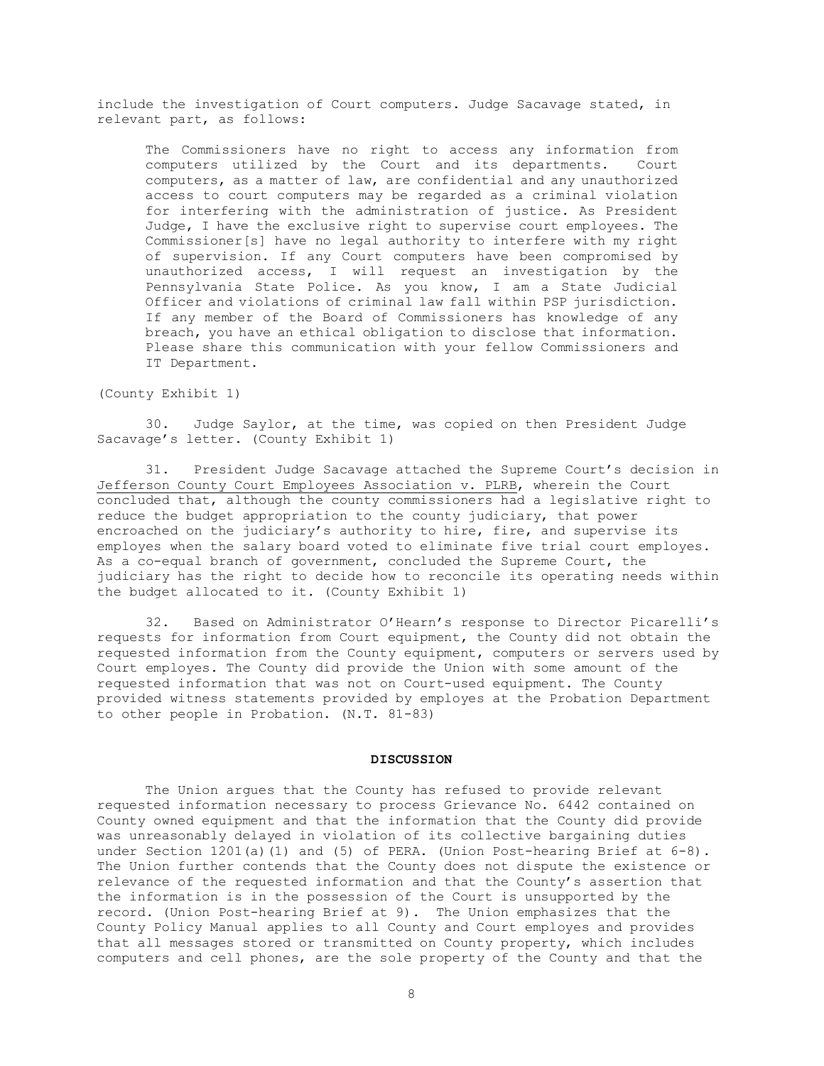include the investigation of Court computers. Judge Sacavage stated, in relevant part, as follows:

> The Commissioners have no right to access any information from computers utilized by the Court and its departments. Court computers, as a matter of law, are confidential and any unauthorized access to court computers may be regarded as a criminal violation for interfering with the administration of justice. As President Judge, I have the exclusive right to supervise court employees. The Commissioner[s] have no legal authority to interfere with my right of supervision. If any Court computers have been compromised by unauthorized access, I will request an investigation by the Pennsylvania State Police. As you know, I am a State Judicial Officer and violations of criminal law fall within PSP jurisdiction. If any member of the Board of Commissioners has knowledge of any breach, you have an ethical obligation to disclose that information. Please share this communication with your fellow Commissioners and IT Department.

(County Exhibit 1)

30. Judge Saylor, at the time, was copied on then President Judge Sacavage's letter. (County Exhibit 1)

31. President Judge Sacavage attached the Supreme Court's decision in Jefferson County Court Employees Association v. PLRB, wherein the Court concluded that, although the county commissioners had a legislative right to reduce the budget appropriation to the county judiciary, that power encroached on the judiciary's authority to hire, fire, and supervise its employes when the salary board voted to eliminate five trial court employes. As a co-equal branch of government, concluded the Supreme Court, the judiciary has the right to decide how to reconcile its operating needs within the budget allocated to it. (County Exhibit 1)

32. Based on Administrator O'Hearn's response to Director Picarelli's requests for information from Court equipment, the County did not obtain the requested information from the County equipment, computers or servers used by Court employes. The County did provide the Union with some amount of the requested information that was not on Court-used equipment. The County provided witness statements provided by employes at the Probation Department to other people in Probation. (N.T. 81-83)

## DISCUSSION

The Union argues that the County has refused to provide relevant requested information necessary to process Grievance No. 6442 contained on County owned equipment and that the information that the County did provide was unreasonably delayed in violation of its collective bargaining duties under Section 1201(a)(1) and (5) of PERA. (Union Post-hearing Brief at 6-8). The Union further contends that the County does not dispute the existence or relevance of the requested information and that the County's assertion that the information is in the possession of the Court is unsupported by the record. (Union Post-hearing Brief at 9). The Union emphasizes that the County Policy Manual applies to all County and Court employes and provides that all messages stored or transmitted on County property, which includes computers and cell phones, are the sole property of the County and that the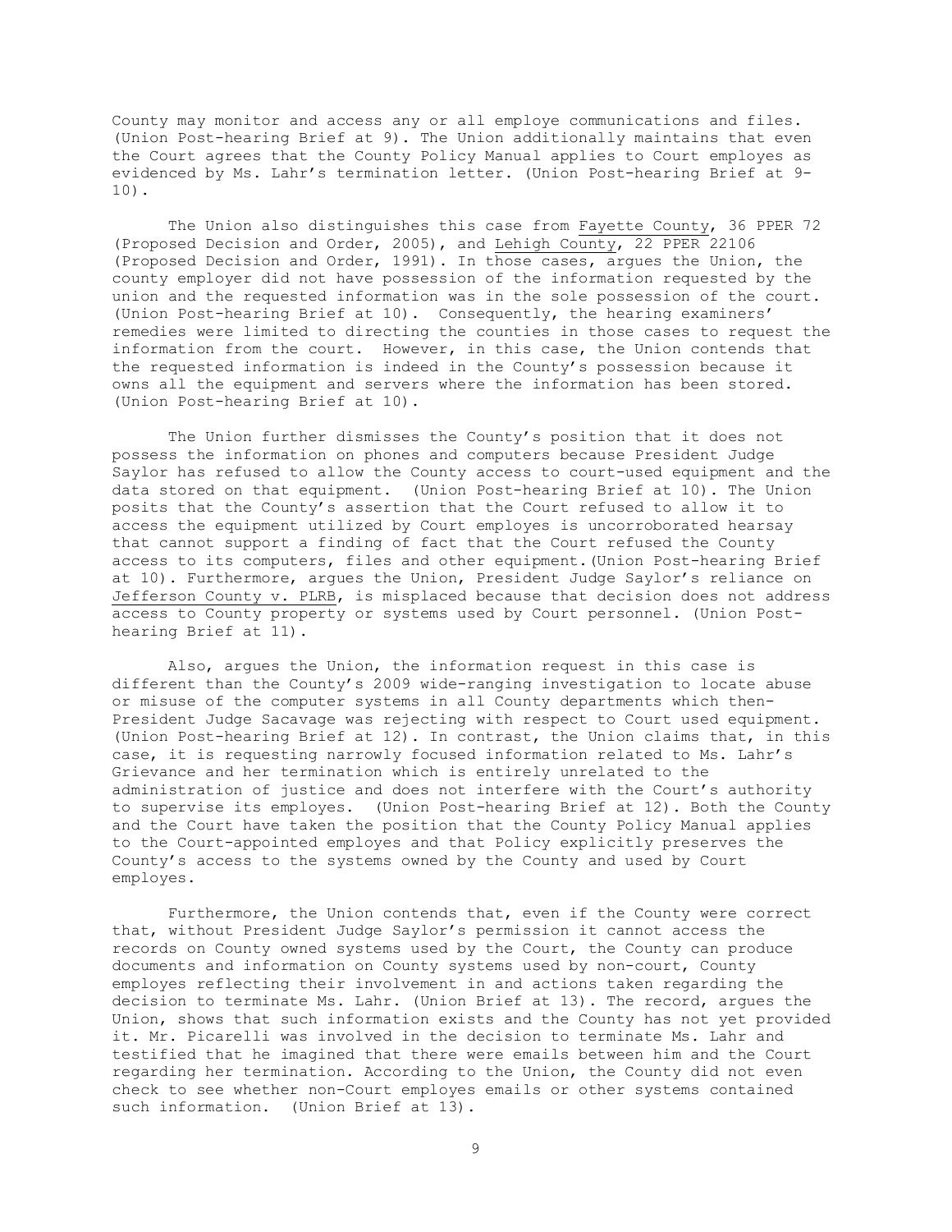County may monitor and access any or all employe communications and files. (Union Post-hearing Brief at 9). The Union additionally maintains that even the Court agrees that the County Policy Manual applies to Court employes as evidenced by Ms. Lahr's termination letter. (Union Post-hearing Brief at 9-10).

The Union also distinguishes this case from Fayette County, 36 PPER 72 (Proposed Decision and Order, 2005), and Lehigh County, 22 PPER 22106 (Proposed Decision and Order, 1991). In those cases, argues the Union, the county employer did not have possession of the information requested by the union and the requested information was in the sole possession of the court. (Union Post-hearing Brief at 10). Consequently, the hearing examiners' remedies were limited to directing the counties in those cases to request the information from the court. However, in this case, the Union contends that the requested information is indeed in the County's possession because it owns all the equipment and servers where the information has been stored. (Union Post-hearing Brief at 10).

The Union further dismisses the County's position that it does not possess the information on phones and computers because President Judge Saylor has refused to allow the County access to court-used equipment and the data stored on that equipment. (Union Post-hearing Brief at 10). The Union posits that the County's assertion that the Court refused to allow it to access the equipment utilized by Court employes is uncorroborated hearsay that cannot support a finding of fact that the Court refused the County access to its computers, files and other equipment.(Union Post-hearing Brief at 10). Furthermore, argues the Union, President Judge Saylor's reliance on Jefferson County v. PLRB, is misplaced because that decision does not address access to County property or systems used by Court personnel. (Union Post-hearing Brief at 11).

Also, argues the Union, the information request in this case is different than the County's 2009 wide-ranging investigation to locate abuse or misuse of the computer systems in all County departments which then-President Judge Sacavage was rejecting with respect to Court used equipment. (Union Post-hearing Brief at 12). In contrast, the Union claims that, in this case, it is requesting narrowly focused information related to Ms. Lahr's Grievance and her termination which is entirely unrelated to the administration of justice and does not interfere with the Court's authority to supervise its employes. (Union Post-hearing Brief at 12). Both the County and the Court have taken the position that the County Policy Manual applies to the Court-appointed employes and that Policy explicitly preserves the County's access to the systems owned by the County and used by Court employes.

Furthermore, the Union contends that, even if the County were correct that, without President Judge Saylor's permission it cannot access the records on County owned systems used by the Court, the County can produce documents and information on County systems used by non-court, County employes reflecting their involvement in and actions taken regarding the decision to terminate Ms. Lahr. (Union Brief at 13). The record, argues the Union, shows that such information exists and the County has not yet provided it. Mr. Picarelli was involved in the decision to terminate Ms. Lahr and testified that he imagined that there were emails between him and the Court regarding her termination. According to the Union, the County did not even check to see whether non-Court employes emails or other systems contained such information. (Union Brief at 13).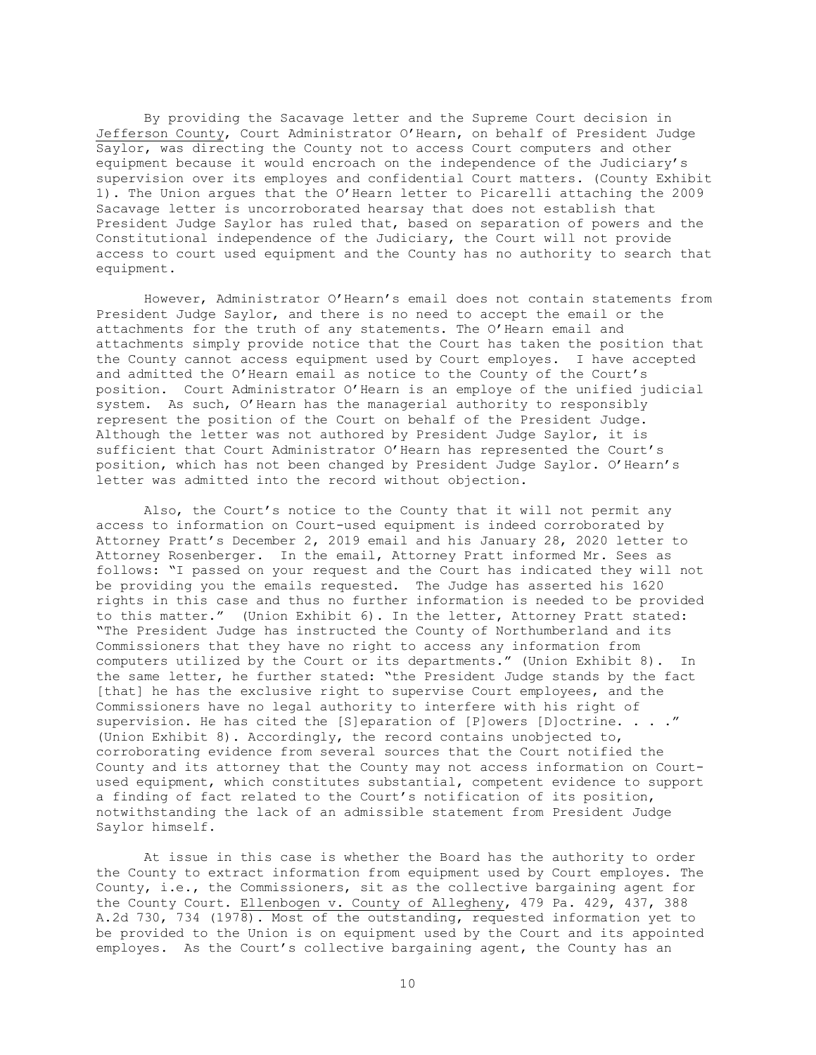By providing the Sacavage letter and the Supreme Court decision in Jefferson County, Court Administrator O'Hearn, on behalf of President Judge Saylor, was directing the County not to access Court computers and other equipment because it would encroach on the independence of the Judiciary's supervision over its employes and confidential Court matters. (County Exhibit 1). The Union argues that the O'Hearn letter to Picarelli attaching the 2009 Sacavage letter is uncorroborated hearsay that does not establish that President Judge Saylor has ruled that, based on separation of powers and the Constitutional independence of the Judiciary, the Court will not provide access to court used equipment and the County has no authority to search that equipment.

However, Administrator O'Hearn's email does not contain statements from President Judge Saylor, and there is no need to accept the email or the attachments for the truth of any statements. The O'Hearn email and attachments simply provide notice that the Court has taken the position that the County cannot access equipment used by Court employes. I have accepted and admitted the O'Hearn email as notice to the County of the Court's position. Court Administrator O'Hearn is an employe of the unified judicial system. As such, O'Hearn has the managerial authority to responsibly represent the position of the Court on behalf of the President Judge. Although the letter was not authored by President Judge Saylor, it is sufficient that Court Administrator O'Hearn has represented the Court's position, which has not been changed by President Judge Saylor. O'Hearn's letter was admitted into the record without objection.

Also, the Court's notice to the County that it will not permit any access to information on Court-used equipment is indeed corroborated by Attorney Pratt's December 2, 2019 email and his January 28, 2020 letter to Attorney Rosenberger. In the email, Attorney Pratt informed Mr. Sees as follows: "I passed on your request and the Court has indicated they will not be providing you the emails requested. The Judge has asserted his 1620 rights in this case and thus no further information is needed to be provided to this matter." (Union Exhibit 6). In the letter, Attorney Pratt stated: "The President Judge has instructed the County of Northumberland and its Commissioners that they have no right to access any information from computers utilized by the Court or its departments." (Union Exhibit 8). In the same letter, he further stated: "the President Judge stands by the fact [that] he has the exclusive right to supervise Court employees, and the Commissioners have no legal authority to interfere with his right of supervision. He has cited the [S]eparation of [P]owers [D]octrine. . . ." (Union Exhibit 8). Accordingly, the record contains unobjected to, corroborating evidence from several sources that the Court notified the County and its attorney that the County may not access information on Court-used equipment, which constitutes substantial, competent evidence to support a finding of fact related to the Court's notification of its position, notwithstanding the lack of an admissible statement from President Judge Saylor himself.

At issue in this case is whether the Board has the authority to order the County to extract information from equipment used by Court employes. The County, i.e., the Commissioners, sit as the collective bargaining agent for the County Court. Ellenbogen v. County of Allegheny, 479 Pa. 429, 437, 388 A.2d 730, 734 (1978). Most of the outstanding, requested information yet to be provided to the Union is on equipment used by the Court and its appointed employes. As the Court's collective bargaining agent, the County has an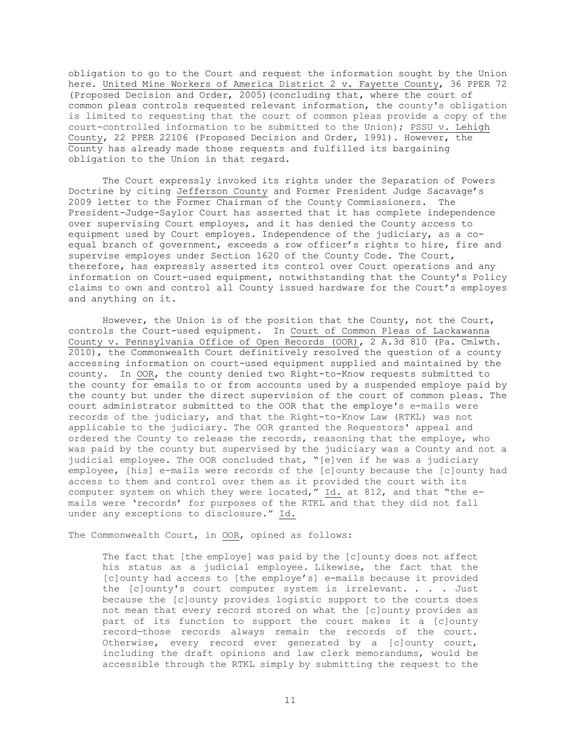obligation to go to the Court and request the information sought by the Union here. United Mine Workers of America District 2 v. Fayette County, 36 PPER 72 (Proposed Decision and Order, 2005)(concluding that, where the court of common pleas controls requested relevant information, the county's obligation is limited to requesting that the court of common pleas provide a copy of the court-controlled information to be submitted to the Union); PSSU v. Lehigh County, 22 PPER 22106 (Proposed Decision and Order, 1991). However, the County has already made those requests and fulfilled its bargaining obligation to the Union in that regard.

The Court expressly invoked its rights under the Separation of Powers Doctrine by citing Jefferson County and Former President Judge Sacavage's 2009 letter to the Former Chairman of the County Commissioners. The President-Judge-Saylor Court has asserted that it has complete independence over supervising Court employes, and it has denied the County access to equipment used by Court employes. Independence of the judiciary, as a co-equal branch of government, exceeds a row officer's rights to hire, fire and supervise employes under Section 1620 of the County Code. The Court, therefore, has expressly asserted its control over Court operations and any information on Court-used equipment, notwithstanding that the County's Policy claims to own and control all County issued hardware for the Court's employes and anything on it.

However, the Union is of the position that the County, not the Court, controls the Court-used equipment. In Court of Common Pleas of Lackawanna County v. Pennsylvania Office of Open Records (OOR), 2 A.3d 810 (Pa. Cmlwth. 2010), the Commonwealth Court definitively resolved the question of a county accessing information on court-used equipment supplied and maintained by the county. In OOR, the county denied two Right-to-Know requests submitted to the county for emails to or from accounts used by a suspended employe paid by the county but under the direct supervision of the court of common pleas. The court administrator submitted to the OOR that the employe's e-mails were records of the judiciary, and that the Right-to-Know Law (RTKL) was not applicable to the judiciary. The OOR granted the Requestors' appeal and ordered the County to release the records, reasoning that the employe, who was paid by the county but supervised by the judiciary was a County and not a judicial employee. The OOR concluded that, "[e]ven if he was a judiciary employee, [his] e-mails were records of the [c]ounty because the [c]ounty had access to them and control over them as it provided the court with its computer system on which they were located," Id. at 812, and that "the e-mails were 'records' for purposes of the RTKL and that they did not fall under any exceptions to disclosure." Id.

The Commonwealth Court, in OOR, opined as follows:

> The fact that [the employe] was paid by the [c]ounty does not affect his status as a judicial employee. Likewise, the fact that the [c]ounty had access to [the employe's] e-mails because it provided the [c]ounty's court computer system is irrelevant. . . . Just because the [c]ounty provides logistic support to the courts does not mean that every record stored on what the [c]ounty provides as part of its function to support the court makes it a [c]ounty record—those records always remain the records of the court. Otherwise, every record ever generated by a [c]ounty court, including the draft opinions and law clerk memorandums, would be accessible through the RTKL simply by submitting the request to the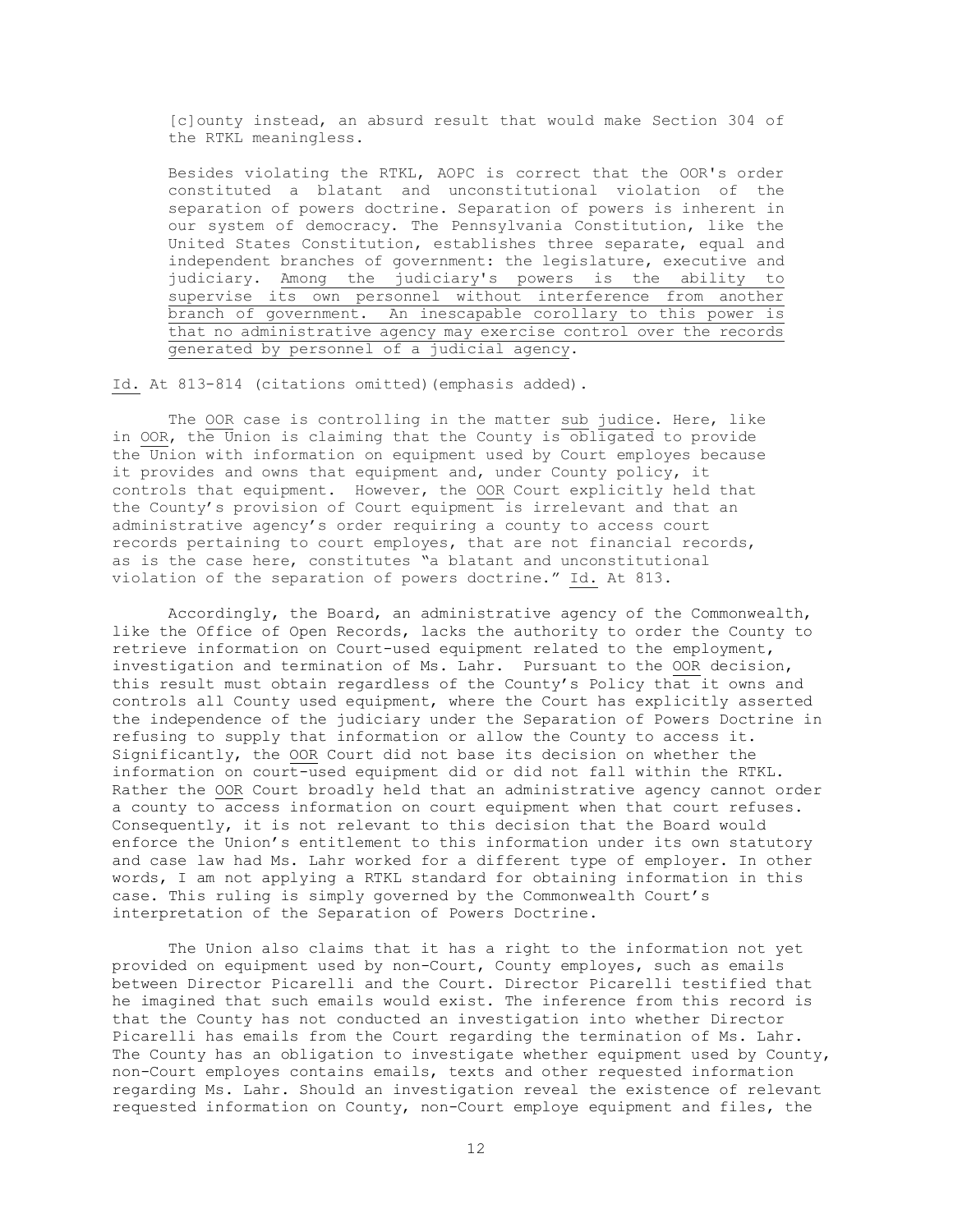> [c]ounty instead, an absurd result that would make Section 304 of the RTKL meaningless.
>
> Besides violating the RTKL, AOPC is correct that the OOR's order constituted a blatant and unconstitutional violation of the separation of powers doctrine. Separation of powers is inherent in our system of democracy. The Pennsylvania Constitution, like the United States Constitution, establishes three separate, equal and independent branches of government: the legislature, executive and judiciary. <u>Among the judiciary's powers is the ability to supervise its own personnel without interference from another branch of government. An inescapable corollary to this power is that no administrative agency may exercise control over the records generated by personnel of a judicial agency</u>.

<u>Id.</u> At 813-814 (citations omitted)(emphasis added).

The <u>OOR</u> case is controlling in the matter <u>sub judice</u>. Here, like in <u>OOR</u>, the Union is claiming that the County is <u>obligated</u> to provide the Union with information on equipment used by Court employes because it provides and owns that equipment and, under County policy, it controls that equipment. However, the <u>OOR</u> Court explicitly held that the County's provision of Court equipment is irrelevant and that an administrative agency's order requiring a county to access court records pertaining to court employes, that are not financial records, as is the case here, constitutes "a blatant and unconstitutional violation of the separation of powers doctrine." <u>Id.</u> At 813.

Accordingly, the Board, an administrative agency of the Commonwealth, like the Office of Open Records, lacks the authority to order the County to retrieve information on Court-used equipment related to the employment, investigation and termination of Ms. Lahr. Pursuant to the <u>OOR</u> decision, this result must obtain regardless of the County's Policy that it owns and controls all County used equipment, where the Court has explicitly asserted the independence of the judiciary under the Separation of Powers Doctrine in refusing to supply that information or allow the County to access it. Significantly, the <u>OOR</u> Court did not base its decision on whether the information on court-used equipment did or did not fall within the RTKL. Rather the <u>OOR</u> Court broadly held that an administrative agency cannot order a county to access information on court equipment when that court refuses. Consequently, it is not relevant to this decision that the Board would enforce the Union's entitlement to this information under its own statutory and case law had Ms. Lahr worked for a different type of employer. In other words, I am not applying a RTKL standard for obtaining information in this case. This ruling is simply governed by the Commonwealth Court's interpretation of the Separation of Powers Doctrine.

The Union also claims that it has a right to the information not yet provided on equipment used by non-Court, County employes, such as emails between Director Picarelli and the Court. Director Picarelli testified that he imagined that such emails would exist. The inference from this record is that the County has not conducted an investigation into whether Director Picarelli has emails from the Court regarding the termination of Ms. Lahr. The County has an obligation to investigate whether equipment used by County, non-Court employes contains emails, texts and other requested information regarding Ms. Lahr. Should an investigation reveal the existence of relevant requested information on County, non-Court employe equipment and files, the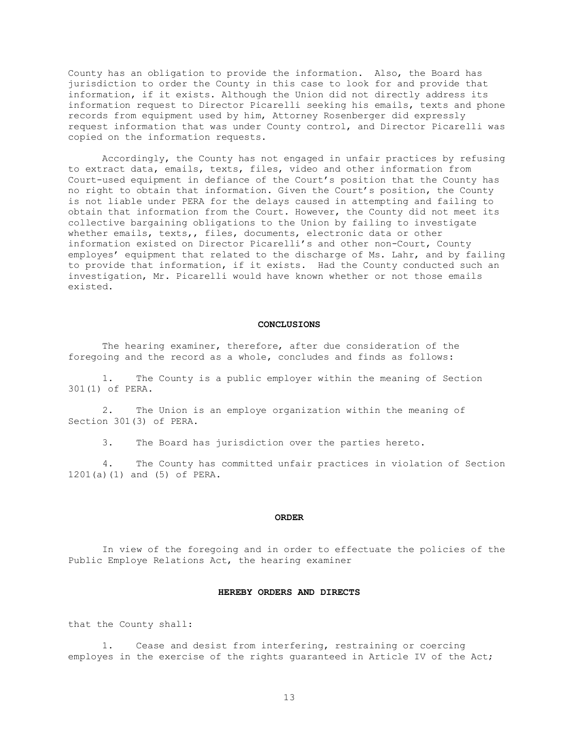County has an obligation to provide the information. Also, the Board has jurisdiction to order the County in this case to look for and provide that information, if it exists. Although the Union did not directly address its information request to Director Picarelli seeking his emails, texts and phone records from equipment used by him, Attorney Rosenberger did expressly request information that was under County control, and Director Picarelli was copied on the information requests.

Accordingly, the County has not engaged in unfair practices by refusing to extract data, emails, texts, files, video and other information from Court-used equipment in defiance of the Court's position that the County has no right to obtain that information. Given the Court's position, the County is not liable under PERA for the delays caused in attempting and failing to obtain that information from the Court. However, the County did not meet its collective bargaining obligations to the Union by failing to investigate whether emails, texts,, files, documents, electronic data or other information existed on Director Picarelli's and other non-Court, County employees' equipment that related to the discharge of Ms. Lahr, and by failing to provide that information, if it exists. Had the County conducted such an investigation, Mr. Picarelli would have known whether or not those emails existed.

## CONCLUSIONS

The hearing examiner, therefore, after due consideration of the foregoing and the record as a whole, concludes and finds as follows:

1. The County is a public employer within the meaning of Section 301(1) of PERA.

2. The Union is an employe organization within the meaning of Section 301(3) of PERA.

3. The Board has jurisdiction over the parties hereto.

4. The County has committed unfair practices in violation of Section 1201(a)(1) and (5) of PERA.

## ORDER

In view of the foregoing and in order to effectuate the policies of the Public Employe Relations Act, the hearing examiner

### HEREBY ORDERS AND DIRECTS

that the County shall:

1. Cease and desist from interfering, restraining or coercing employes in the exercise of the rights guaranteed in Article IV of the Act;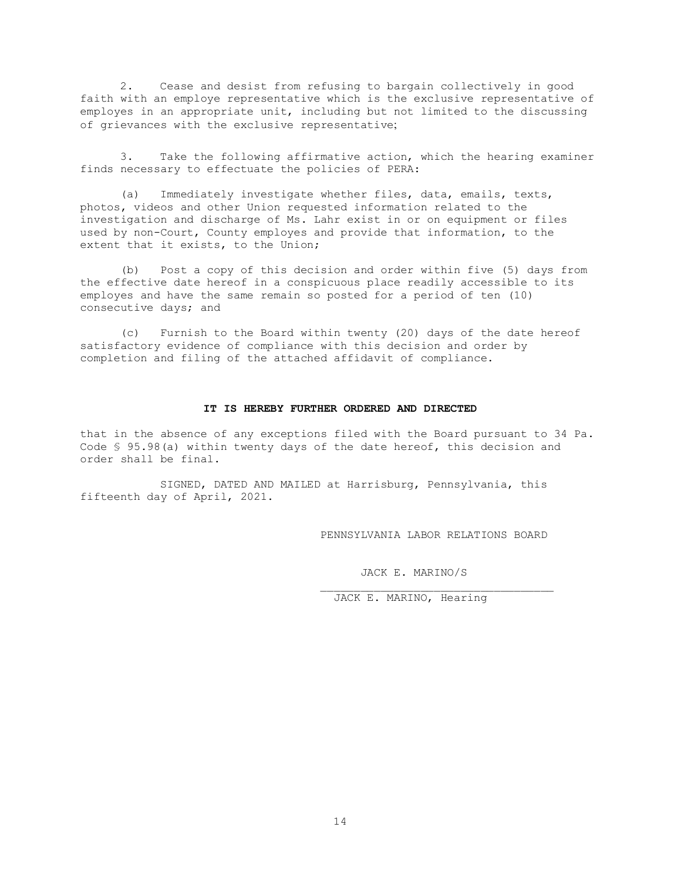2. Cease and desist from refusing to bargain collectively in good faith with an employe representative which is the exclusive representative of employes in an appropriate unit, including but not limited to the discussing of grievances with the exclusive representative;

3. Take the following affirmative action, which the hearing examiner finds necessary to effectuate the policies of PERA:

(a) Immediately investigate whether files, data, emails, texts, photos, videos and other Union requested information related to the investigation and discharge of Ms. Lahr exist in or on equipment or files used by non-Court, County employes and provide that information, to the extent that it exists, to the Union;

(b) Post a copy of this decision and order within five (5) days from the effective date hereof in a conspicuous place readily accessible to its employes and have the same remain so posted for a period of ten (10) consecutive days; and

(c) Furnish to the Board within twenty (20) days of the date hereof satisfactory evidence of compliance with this decision and order by completion and filing of the attached affidavit of compliance.

**IT IS HEREBY FURTHER ORDERED AND DIRECTED**

that in the absence of any exceptions filed with the Board pursuant to 34 Pa. Code § 95.98(a) within twenty days of the date hereof, this decision and order shall be final.

SIGNED, DATED AND MAILED at Harrisburg, Pennsylvania, this fifteenth day of April, 2021.

PENNSYLVANIA LABOR RELATIONS BOARD

JACK E. MARINO/S

JACK E. MARINO, Hearing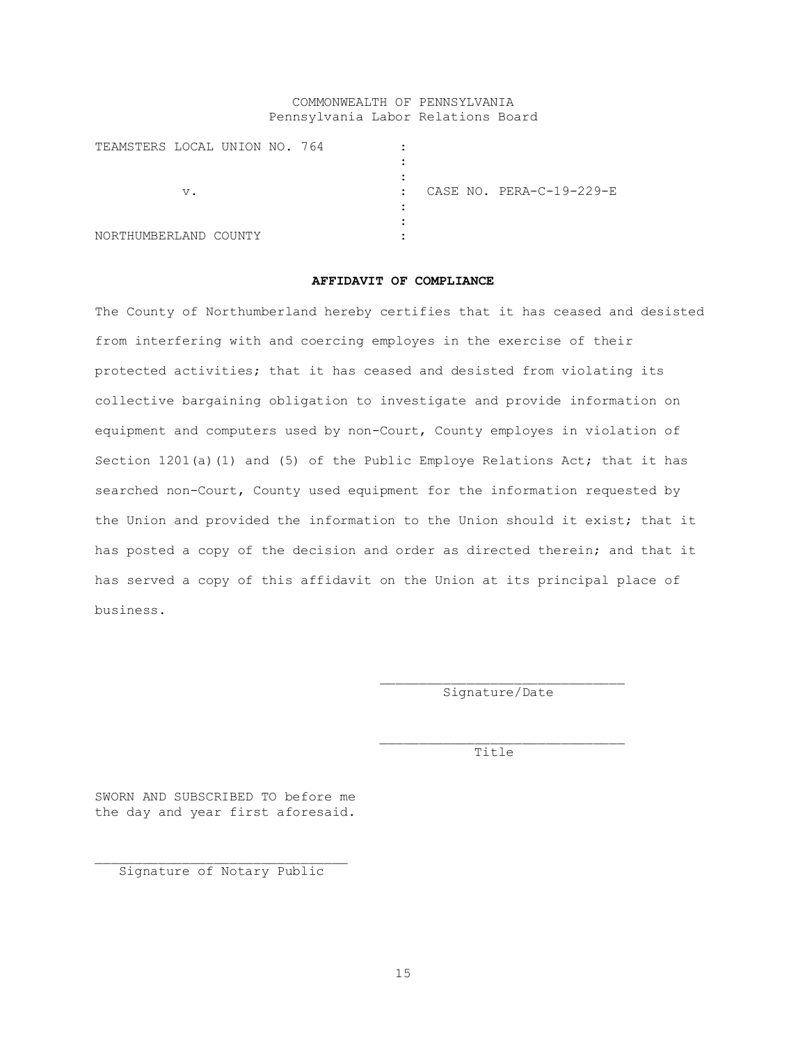COMMONWEALTH OF PENNSYLVANIA
Pennsylvania Labor Relations Board

| | | |
|---|---|---|
| TEAMSTERS LOCAL UNION NO. 764 | : | |
| v. | : | CASE NO. PERA-C-19-229-E |
| NORTHUMBERLAND COUNTY | : | |

**AFFIDAVIT OF COMPLIANCE**

The County of Northumberland hereby certifies that it has ceased and desisted from interfering with and coercing employes in the exercise of their protected activities; that it has ceased and desisted from violating its collective bargaining obligation to investigate and provide information on equipment and computers used by non-Court, County employes in violation of Section 1201(a)(1) and (5) of the Public Employe Relations Act; that it has searched non-Court, County used equipment for the information requested by the Union and provided the information to the Union should it exist; that it has posted a copy of the decision and order as directed therein; and that it has served a copy of this affidavit on the Union at its principal place of business.

_______________________________
Signature/Date

_______________________________
Title

SWORN AND SUBSCRIBED TO before me
the day and year first aforesaid.

_______________________________
Signature of Notary Public